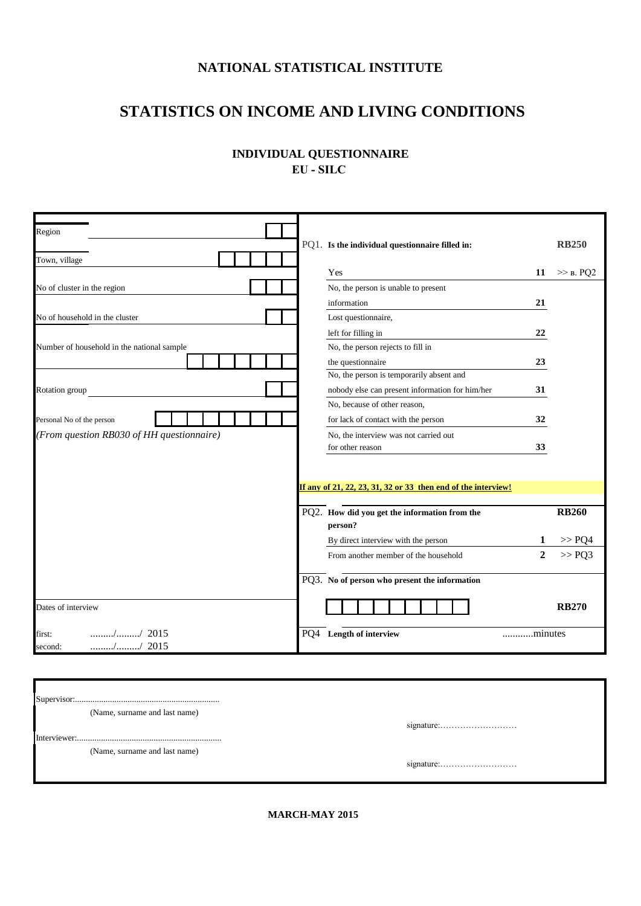# NATIONAL STATISTICAL INSTITUTE

# STATISTICS ON INCOME AND LIVING CONDITIONS

## INDIVIDUAL QUESTIONNAIRE
## EU - SILC

| | |
|---|---|
| Region | |
| Town, village | |
| No of cluster in the region | |
| No of household in the cluster | |
| Number of household in the national sample | |
| Rotation group | |
| Personal No of the person | |
| *(From question RB030 of HH questionnaire)* | |

**PQ1. Is the individual questionnaire filled in:** **RB250**

| | | |
|---|---|---|
| Yes | **11** | >> в. PQ2 |
| No, the person is unable to present information | **21** | |
| Lost questionnaire, left for filling in | **22** | |
| No, the person rejects to fill in the questionnaire | **23** | |
| No, the person is temporarily absent and nobody else can present information for him/her | **31** | |
| No, because of other reason, for lack of contact with the person | **32** | |
| No, the interview was not carried out for other reason | **33** | |

**If any of 21, 22, 23, 31, 32 or 33 then end of the interview!**

**PQ2. How did you get the information from the person?** **RB260**

| | | |
|---|---|---|
| By direct interview with the person | **1** | >> PQ4 |
| From another member of the household | **2** | >> PQ3 |

**PQ3. No of person who present the information** **RB270**

Dates of interview

first: ........./........./ 2015

second: ........./........./ 2015

PQ4 **Length of interview** ............minutes

Supervisor:..................................................................
(Name, surname and last name)
signature:………………………

Interviewer:..................................................................
(Name, surname and last name)
signature:………………………

**MARCH-MAY 2015**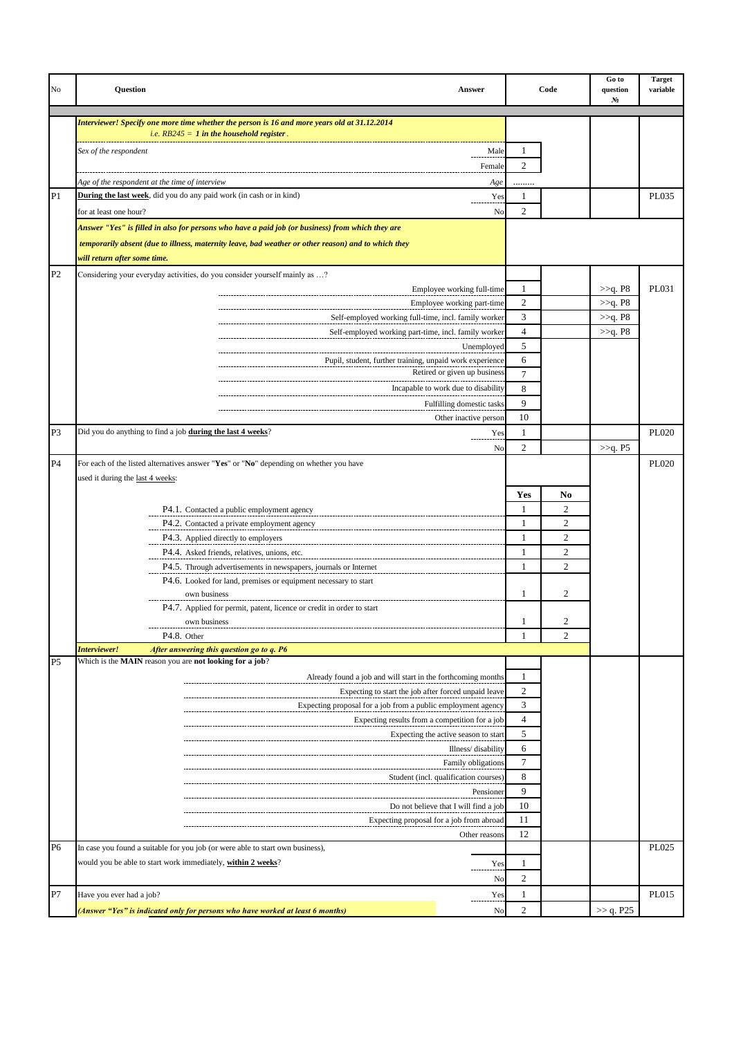| No | Question | Answer | Code | | Go to question № | Target variable |
|---|---|---|---|---|---|---|
| | ***Interviewer! Specify one more time whether the person is 16 and more years old at 31.12.2014*** *i.e. RB245 = 1 in the household register*. | | | | | |
| | *Sex of the respondent* | Male | 1 | | | |
| | | Female | 2 | | | |
| | *Age of the respondent at the time of interview* | *Age* | ......... | | | |
| P1 | **During the last week**, did you do any paid work (in cash or in kind) | Yes | 1 | | | PL035 |
| | for at least one hour? | No | 2 | | | |
| | ***Answer "Yes" is filled in also for persons who have a paid job (or business) from which they are temporarily absent (due to illness, maternity leave, bad weather or other reason) and to which they will return after some time.*** | | | | | |
| P2 | Considering your everyday activities, do you consider yourself mainly as …? | | | | | PL031 |
| | | Employee working full-time | 1 | | >>q. P8 | |
| | | Employee working part-time | 2 | | >>q. P8 | |
| | | Self-employed working full-time, incl. family worker | 3 | | >>q. P8 | |
| | | Self-employed working part-time, incl. family worker | 4 | | >>q. P8 | |
| | | Unemployed | 5 | | | |
| | | Pupil, student, further training, unpaid work experience | 6 | | | |
| | | Retired or given up business | 7 | | | |
| | | Incapable to work due to disability | 8 | | | |
| | | Fulfilling domestic tasks | 9 | | | |
| | | Other inactive person | 10 | | | |
| P3 | Did you do anything to find a job **during the last 4 weeks**? | Yes | 1 | | | PL020 |
| | | No | 2 | | >>q. P5 | |
| P4 | For each of the listed alternatives answer "**Yes**" or "**No**" depending on whether you have used it during the last 4 weeks: | | | | | PL020 |
| | | | **Yes** | **No** | | |
| | P4.1. Contacted a public employment agency | | 1 | 2 | | |
| | P4.2. Contacted a private employment agency | | 1 | 2 | | |
| | P4.3. Applied directly to employers | | 1 | 2 | | |
| | P4.4. Asked friends, relatives, unions, etc. | | 1 | 2 | | |
| | P4.5. Through advertisements in newspapers, journals or Internet | | 1 | 2 | | |
| | P4.6. Looked for land, premises or equipment necessary to start own business | | 1 | 2 | | |
| | P4.7. Applied for permit, patent, licence or credit in order to start own business | | 1 | 2 | | |
| | P4.8. Other | | 1 | 2 | | |
| | ***Interviewer! After answering this question go to q. P6*** | | | | | |
| P5 | Which is the **MAIN** reason you are **not looking for a job**? | | | | | |
| | | Already found a job and will start in the forthcoming months | 1 | | | |
| | | Expecting to start the job after forced unpaid leave | 2 | | | |
| | | Expecting proposal for a job from a public employment agency | 3 | | | |
| | | Expecting results from a competition for a job | 4 | | | |
| | | Expecting the active season to start | 5 | | | |
| | | Illness/ disability | 6 | | | |
| | | Family obligations | 7 | | | |
| | | Student (incl. qualification courses) | 8 | | | |
| | | Pensioner | 9 | | | |
| | | Do not believe that I will find a job | 10 | | | |
| | | Expecting proposal for a job from abroad | 11 | | | |
| | | Other reasons | 12 | | | |
| P6 | In case you found a suitable for you job (or were able to start own business), would you be able to start work immediately, **within 2 weeks**? | | | | | PL025 |
| | | Yes | 1 | | | |
| | | No | 2 | | | |
| P7 | Have you ever had a job? | Yes | 1 | | | PL015 |
| | ***(Answer "Yes" is indicated only for persons who have worked at least 6 months)*** | No | 2 | | >> q. P25 | |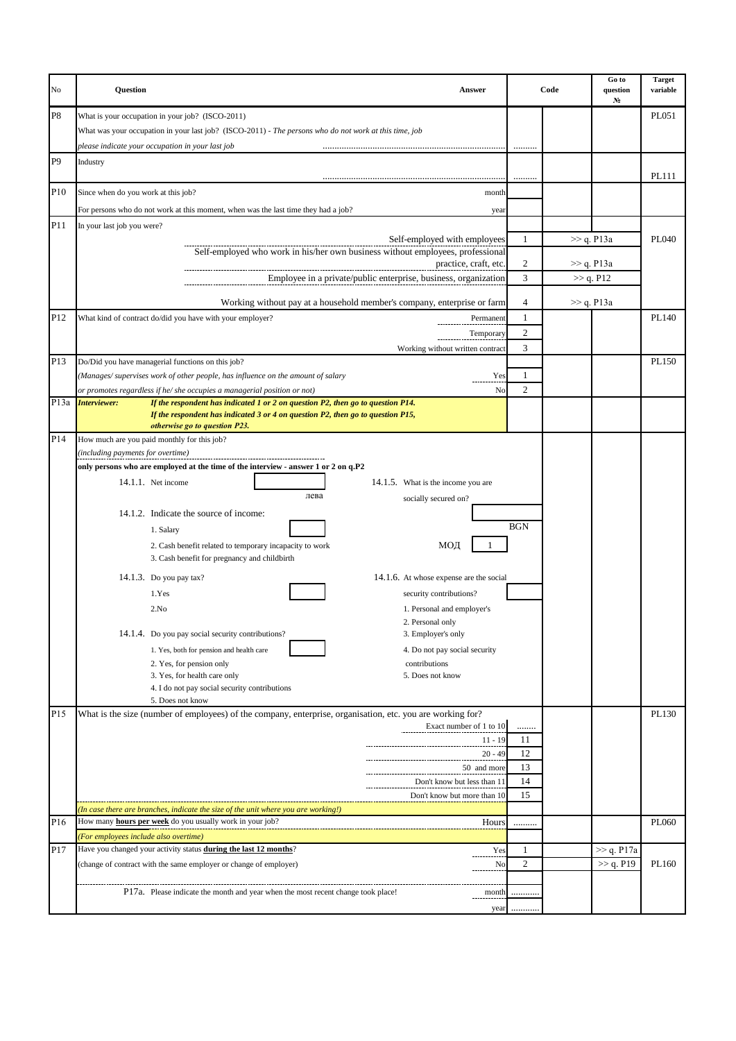| No | Question | Answer | Code | Go to question № | Target variable |
|---|---|---|---|---|---|
| P8 | What is your occupation in your job? (ISCO-2011)<br>What was your occupation in your last job? (ISCO-2011) - *The persons who do not work at this time, job please indicate your occupation in your last job* | ............................................................................ | ......... | | PL051 |
| P9 | Industry | ............................................................................ | ......... | | PL111 |
| P10 | Since when do you work at this job?<br>For persons who do not work at this moment, when was the last time they had a job? | month<br>year | | | |
| P11 | In your last job you were? | Self-employed with employees | 1 | >> q. P13a | PL040 |
| | | Self-employed who work in his/her own business without employees, professional practice, craft, etc. | 2 | >> q. P13a | |
| | | Employee in a private/public enterprise, business, organization | 3 | >> q. P12 | |
| | | Working without pay at a household member's company, enterprise or farm | 4 | >> q. P13a | |
| P12 | What kind of contract do/did you have with your employer? | Permanent | 1 | | PL140 |
| | | Temporary | 2 | | |
| | | Working without written contract | 3 | | |
| P13 | Do/Did you have managerial functions on this job?<br>*(Manages/ supervises work of other people, has influence on the amount of salary or promotes regardless if he/ she occupies a managerial position or not)* | Yes | 1 | | PL150 |
| | | No | 2 | | |
| P13a | ***Interviewer:*** ***If the respondent has indicated 1 or 2 on question P2, then go to question P14. If the respondent has indicated 3 or 4 on question P2, then go to question P15, otherwise go to question P23.*** | | | | |
| P14 | How much are you paid monthly for this job?<br>*(including payments for overtime)*<br>**only persons who are employed at the time of the interview - answer 1 or 2 on q.P2**<br>14.1.1. Net income [ ] лева<br>14.1.2. Indicate the source of income: [ ]<br>1. Salary<br>2. Cash benefit related to temporary incapacity to work<br>3. Cash benefit for pregnancy and childbirth<br>14.1.3. Do you pay tax? [ ]<br>1.Yes<br>2.No<br>14.1.4. Do you pay social security contributions? [ ]<br>1. Yes, both for pension and health care<br>2. Yes, for pension only<br>3. Yes, for health care only<br>4. I do not pay social security contributions<br>5. Does not know | 14.1.5. What is the income you are socially secured on? [ ] BGN<br>МОД [1]<br>14.1.6. At whose expense are the social security contributions? [ ]<br>1. Personal and employer's<br>2. Personal only<br>3. Employer's only<br>4. Do not pay social security contributions<br>5. Does not know | | | |
| P15 | What is the size (number of employees) of the company, enterprise, organisation, etc. you are working for? | Exact number of 1 to 10 | ........ | | PL130 |
| | | 11 - 19 | 11 | | |
| | | 20 - 49 | 12 | | |
| | | 50 and more | 13 | | |
| | | Don't know but less than 11 | 14 | | |
| | | Don't know but more than 10 | 15 | | |
| | *(In case there are branches, indicate the size of the unit where you are working!)* | | | | |
| P16 | How many **hours per week** do you usually work in your job?<br>*(For employees include also overtime)* | Hours | .......... | | PL060 |
| P17 | Have you changed your activity status **during the last 12 months**?<br>(change of contract with the same employer or change of employer) | Yes | 1 | >> q. P17a | PL160 |
| | | No | 2 | >> q. P19 | |
| | P17a. Please indicate the month and year when the most recent change took place! | month | ........... | | |
| | | year | ........... | | |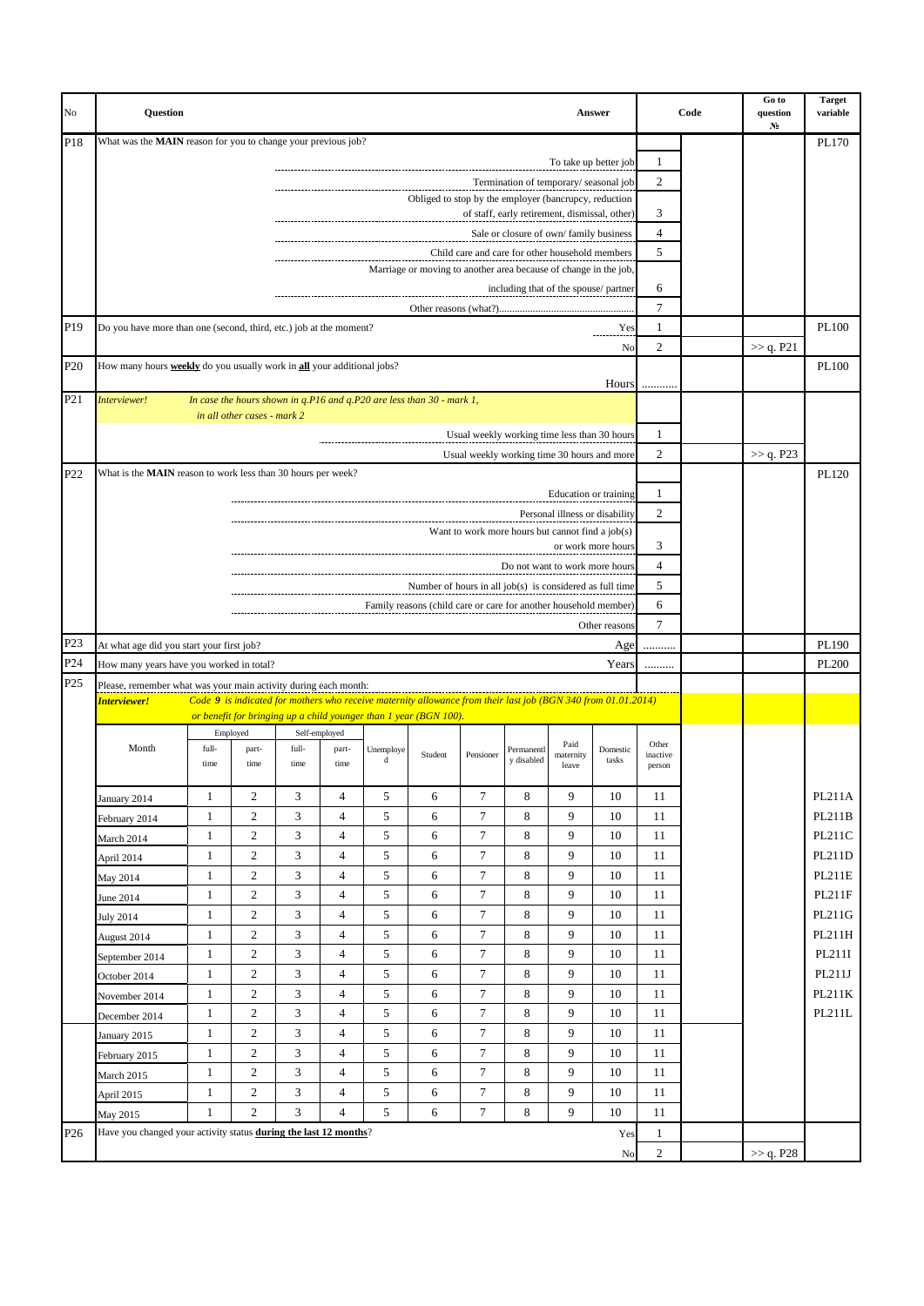| No | Question | Answer | | Code | Go to question № | Target variable |
|---|---|---|---|---|---|---|
| P18 | What was the **MAIN** reason for you to change your previous job? | | | | | PL170 |
| | | To take up better job | 1 | | | |
| | | Termination of temporary/ seasonal job | 2 | | | |
| | | Obliged to stop by the employer (bancrupcy, reduction of staff, early retirement, dismissal, other) | 3 | | | |
| | | Sale or closure of own/ family business | 4 | | | |
| | | Child care and care for other household members | 5 | | | |
| | | Marriage or moving to another area because of change in the job, including that of the spouse/ partner | 6 | | | |
| | | Other reasons (what?)....................................................... | 7 | | | |
| P19 | Do you have more than one (second, third, etc.) job at the moment? | Yes | 1 | | | PL100 |
| | | No | 2 | | >> q. P21 | |
| P20 | How many hours **weekly** do you usually work in **all** your additional jobs? | Hours | ........... | | | PL100 |
| P21 | *Interviewer!* *In case the hours shown in q.P16 and q.P20 are less than 30 - mark 1, in all other cases - mark 2* | | | | | |
| | | Usual weekly working time less than 30 hours | 1 | | | |
| | | Usual weekly working time 30 hours and more | 2 | | >> q. P23 | |
| P22 | What is the **MAIN** reason to work less than 30 hours per week? | | | | | PL120 |
| | | Education or training | 1 | | | |
| | | Personal illness or disability | 2 | | | |
| | | Want to work more hours but cannot find a job(s) or work more hours | 3 | | | |
| | | Do not want to work more hours | 4 | | | |
| | | Number of hours in all job(s) is considered as full time | 5 | | | |
| | | Family reasons (child care or care for another household member) | 6 | | | |
| | | Other reasons | 7 | | | |
| P23 | At what age did you start your first job? | Age | .......... | | | PL190 |
| P24 | How many years have you worked in total? | Years | .......... | | | PL200 |
| P25 | Please, remember what was your main activity during each month: ***Interviewer!*** *Code **9** is indicated for mothers who receive maternity allowance from their last job (BGN 340 from 01.01.2014) or benefit for bringing up a child younger than 1 year (BGN 100).* | | | | | |

| Month | Employed full-time | Employed part-time | Self-employed full-time | Self-employed part-time | Unemployed | Student | Pensioner | Permanently disabled | Paid maternity leave | Domestic tasks | Other inactive person | Target variable |
|---|---|---|---|---|---|---|---|---|---|---|---|---|
| January 2014 | 1 | 2 | 3 | 4 | 5 | 6 | 7 | 8 | 9 | 10 | 11 | PL211A |
| February 2014 | 1 | 2 | 3 | 4 | 5 | 6 | 7 | 8 | 9 | 10 | 11 | PL211B |
| March 2014 | 1 | 2 | 3 | 4 | 5 | 6 | 7 | 8 | 9 | 10 | 11 | PL211C |
| April 2014 | 1 | 2 | 3 | 4 | 5 | 6 | 7 | 8 | 9 | 10 | 11 | PL211D |
| May 2014 | 1 | 2 | 3 | 4 | 5 | 6 | 7 | 8 | 9 | 10 | 11 | PL211E |
| June 2014 | 1 | 2 | 3 | 4 | 5 | 6 | 7 | 8 | 9 | 10 | 11 | PL211F |
| July 2014 | 1 | 2 | 3 | 4 | 5 | 6 | 7 | 8 | 9 | 10 | 11 | PL211G |
| August 2014 | 1 | 2 | 3 | 4 | 5 | 6 | 7 | 8 | 9 | 10 | 11 | PL211H |
| September 2014 | 1 | 2 | 3 | 4 | 5 | 6 | 7 | 8 | 9 | 10 | 11 | PL211I |
| October 2014 | 1 | 2 | 3 | 4 | 5 | 6 | 7 | 8 | 9 | 10 | 11 | PL211J |
| November 2014 | 1 | 2 | 3 | 4 | 5 | 6 | 7 | 8 | 9 | 10 | 11 | PL211K |
| December 2014 | 1 | 2 | 3 | 4 | 5 | 6 | 7 | 8 | 9 | 10 | 11 | PL211L |
| January 2015 | 1 | 2 | 3 | 4 | 5 | 6 | 7 | 8 | 9 | 10 | 11 | |
| February 2015 | 1 | 2 | 3 | 4 | 5 | 6 | 7 | 8 | 9 | 10 | 11 | |
| March 2015 | 1 | 2 | 3 | 4 | 5 | 6 | 7 | 8 | 9 | 10 | 11 | |
| April 2015 | 1 | 2 | 3 | 4 | 5 | 6 | 7 | 8 | 9 | 10 | 11 | |
| May 2015 | 1 | 2 | 3 | 4 | 5 | 6 | 7 | 8 | 9 | 10 | 11 | |

| No | Question | Answer | | Code | Go to question № | Target variable |
|---|---|---|---|---|---|---|
| P26 | Have you changed your activity status **during the last 12 months**? | Yes | 1 | | | |
| | | No | 2 | | >> q. P28 | |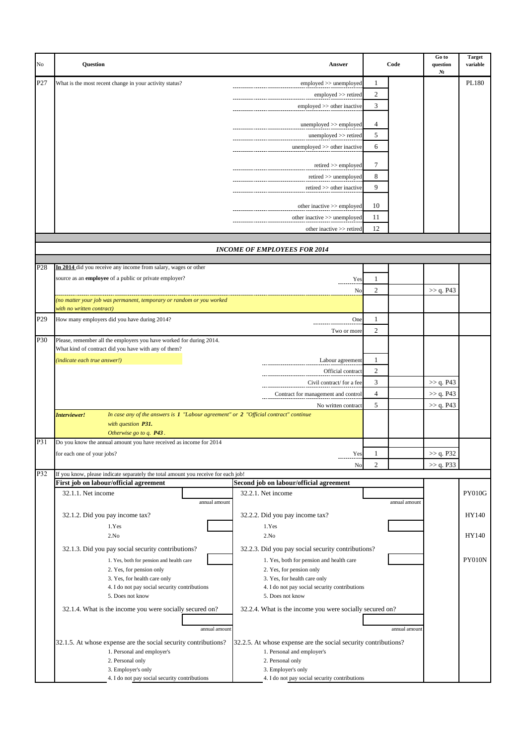| No | Question | Answer | Code | | Go to question № | Target variable |
|---|---|---|---|---|---|---|
| P27 | What is the most recent change in your activity status? | employed >> unemployed | 1 | | | PL180 |
| | | employed >> retired | 2 | | | |
| | | employed >> other inactive | 3 | | | |
| | | unemployed >> employed | 4 | | | |
| | | unemployed >> retired | 5 | | | |
| | | unemployed >> other inactive | 6 | | | |
| | | retired >> employed | 7 | | | |
| | | retired >> unemployed | 8 | | | |
| | | retired >> other inactive | 9 | | | |
| | | other inactive >> employed | 10 | | | |
| | | other inactive >> unemployed | 11 | | | |
| | | other inactive >> retired | 12 | | | |

## *INCOME OF EMPLOYEES FOR 2014*

| No | Question | Answer | Code | | Go to question № | Target variable |
|---|---|---|---|---|---|---|
| P28 | **In 2014** did you receive any income from salary, wages or other source as an **employee** of a public or private employer? | Yes | 1 | | | |
| | | No | 2 | | >> q. P43 | |
| | *(no matter your job was permanent, temporary or random or you worked with no written contract)* | | | | | |
| P29 | How many employers did you have during 2014? | One | 1 | | | |
| | | Two or more | 2 | | | |
| P30 | Please, remember all the employers you have worked for during 2014. What kind of contract did you have with any of them? | | | | | |
| | *(indicate each true answer!)* | Labour agreement | 1 | | | |
| | | Official contract | 2 | | | |
| | | Civil contract/ for a fee | 3 | | >> q. P43 | |
| | | Contract for management and control | 4 | | >> q. P43 | |
| | | No written contract | 5 | | >> q. P43 | |
| | ***Interviewer!*** *In case any of the answers is **1** "Labour agreement" or **2** "Official contract" continue with question **P31.** Otherwise go to q. **P43**.* | | | | | |
| P31 | Do you know the annual amount you have received as income for 2014 for each one of your jobs? | Yes | 1 | | >> q. P32 | |
| | | No | 2 | | >> q. P33 | |

**P32** If you know, please indicate separately the total amount you receive for each job!

| First job on labour/official agreement | | Second job on labour/official agreement | | Target variable |
|---|---|---|---|---|
| 32.1.1. Net income | ______ annual amount | 32.2.1. Net income | ______ annual amount | PY010G |
| 32.1.2. Did you pay income tax? 1.Yes 2.No | | 32.2.2. Did you pay income tax? 1.Yes 2.No | | HY140 |
| 32.1.3. Did you pay social security contributions? 1. Yes, both for pension and health care 2. Yes, for pension only 3. Yes, for health care only 4. I do not pay social security contributions 5. Does not know | | 32.2.3. Did you pay social security contributions? 1. Yes, both for pension and health care 2. Yes, for pension only 3. Yes, for health care only 4. I do not pay social security contributions 5. Does not know | | PY010N |
| 32.1.4. What is the income you were socially secured on? | ______ annual amount | 32.2.4. What is the income you were socially secured on? | ______ annual amount | |
| 32.1.5. At whose expense are the social security contributions? 1. Personal and employer's 2. Personal only 3. Employer's only 4. I do not pay social security contributions | | 32.2.5. At whose expense are the social security contributions? 1. Personal and employer's 2. Personal only 3. Employer's only 4. I do not pay social security contributions | | |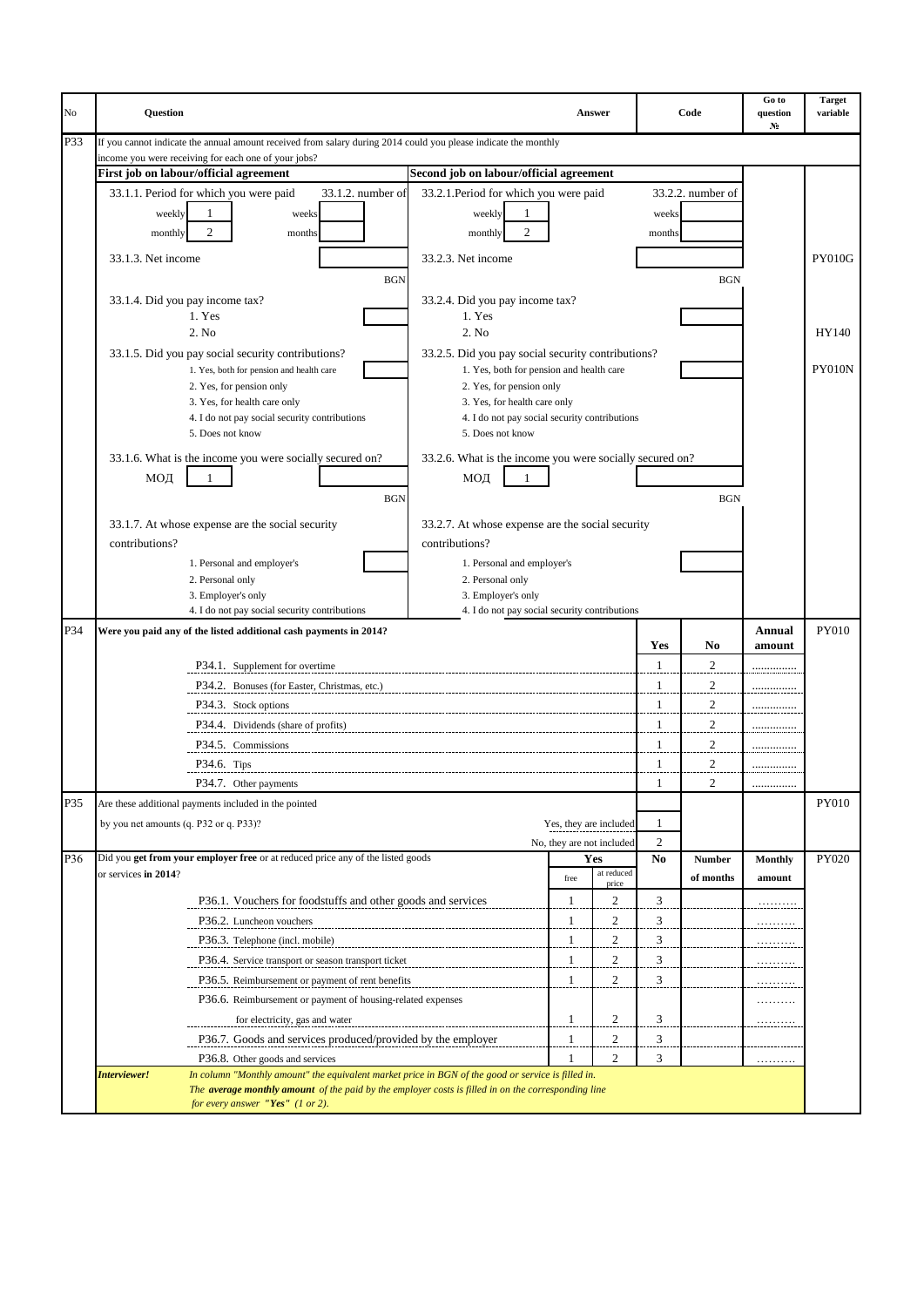| No | Question | Answer | Code | Go to question № | Target variable |
|---|---|---|---|---|---|
| P33 | If you cannot indicate the annual amount received from salary during 2014 could you please indicate the monthly income you were receiving for each one of your jobs? | | | | |

| First job on labour/official agreement | | Second job on labour/official agreement | | Target variable |
|---|---|---|---|---|
| 33.1.1. Period for which you were paid: weekly 1, monthly 2 | 33.1.2. number of weeks / months | 33.2.1. Period for which you were paid: weekly 1, monthly 2 | 33.2.2. number of weeks / months | |
| 33.1.3. Net income | BGN | 33.2.3. Net income | BGN | PY010G |
| 33.1.4. Did you pay income tax? 1. Yes 2. No | | 33.2.4. Did you pay income tax? 1. Yes 2. No | | HY140 |
| 33.1.5. Did you pay social security contributions? 1. Yes, both for pension and health care 2. Yes, for pension only 3. Yes, for health care only 4. I do not pay social security contributions 5. Does not know | | 33.2.5. Did you pay social security contributions? 1. Yes, both for pension and health care 2. Yes, for pension only 3. Yes, for health care only 4. I do not pay social security contributions 5. Does not know | | PY010N |
| 33.1.6. What is the income you were socially secured on? МОД 1 | BGN | 33.2.6. What is the income you were socially secured on? МОД 1 | BGN | |
| 33.1.7. At whose expense are the social security contributions? 1. Personal and employer's 2. Personal only 3. Employer's only 4. I do not pay social security contributions | | 33.2.7. At whose expense are the social security contributions? 1. Personal and employer's 2. Personal only 3. Employer's only 4. I do not pay social security contributions | | |

| No | Question | Yes | No | Annual amount | Target variable |
|---|---|---|---|---|---|
| P34 | **Were you paid any of the listed additional cash payments in 2014?** | | | | PY010 |
| | P34.1. Supplement for overtime | 1 | 2 | .............. | |
| | P34.2. Bonuses (for Easter, Christmas, etc.) | 1 | 2 | .............. | |
| | P34.3. Stock options | 1 | 2 | .............. | |
| | P34.4. Dividends (share of profits) | 1 | 2 | .............. | |
| | P34.5. Commissions | 1 | 2 | .............. | |
| | P34.6. Tips | 1 | 2 | .............. | |
| | P34.7. Other payments | 1 | 2 | .............. | |

| No | Question | Answer | Code | Target variable |
|---|---|---|---|---|
| P35 | Are these additional payments included in the pointed by you net amounts (q. P32 or q. P33)? | Yes, they are included | 1 | PY010 |
| | | No, they are not included | 2 | |

| No | Question | Yes – free | Yes – at reduced price | No | Number of months | Monthly amount | Target variable |
|---|---|---|---|---|---|---|---|
| P36 | Did you **get from your employer free** or at reduced price any of the listed goods or services **in 2014**? | | | | | | PY020 |
| | P36.1. Vouchers for foodstuffs and other goods and services | 1 | 2 | 3 | | .......... | |
| | P36.2. Luncheon vouchers | 1 | 2 | 3 | | .......... | |
| | P36.3. Telephone (incl. mobile) | 1 | 2 | 3 | | .......... | |
| | P36.4. Service transport or season transport ticket | 1 | 2 | 3 | | .......... | |
| | P36.5. Reimbursement or payment of rent benefits | 1 | 2 | 3 | | .......... | |
| | P36.6. Reimbursement or payment of housing-related expenses for electricity, gas and water | 1 | 2 | 3 | | .......... | |
| | P36.7. Goods and services produced/provided by the employer | 1 | 2 | 3 | | | |
| | P36.8. Other goods and services | 1 | 2 | 3 | | .......... | |

***Interviewer!*** *In column "Monthly amount" the equivalent market price in BGN of the good or service is filled in. The **average monthly amount** of the paid by the employer costs is filled in on the corresponding line for every answer **"Yes"** (1 or 2).*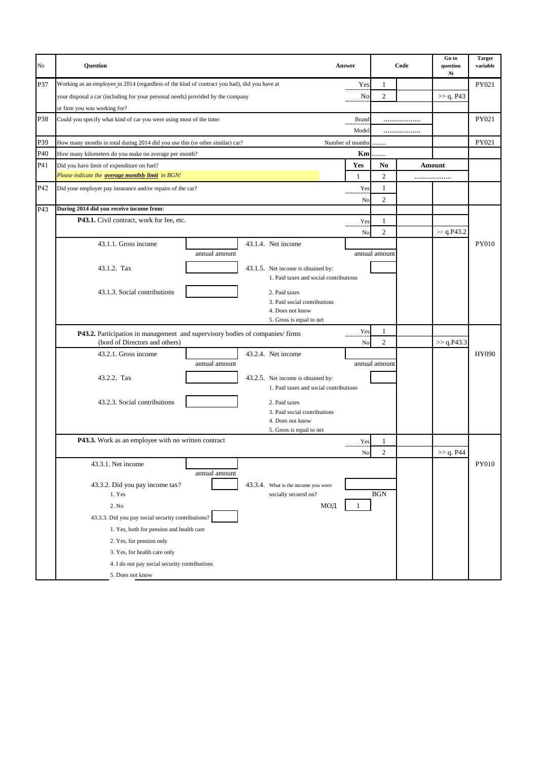| No | Question | Answer | | Code | Go to question № | Target variable |
|---|---|---|---|---|---|---|
| P37 | Working as an employee in 2014 (regardless of the kind of contract you had), did you have at your disposal a car (including for your personal needs) provided by the company or firm you was working for? | Yes | 1 | | | PY021 |
| | | No | 2 | | >> q. P43 | |
| P38 | Could you specify what kind of car you were using most of the time: | Brand | ……………… | | | PY021 |
| | | Model | ……………… | | | |
| P39 | How many months in total during 2014 did you use this (or other similar) car? | Number of months | …….. | | | PY021 |
| P40 | How many kilometers do you make on average per month? | **Km** | …….. | | | |
| P41 | Did you have limit of expenditure on fuel? *Please indicate the **average monthly limit** in BGN!* | **Yes** | **No** | **Amount** | | |
| | | 1 | 2 | ……………… | | |
| P42 | Did your employer pay insurance and/or repairs of the car? | Yes | 1 | | | |
| | | No | 2 | | | |
| P43 | **During 2014 did you receive income from**: | | | | | |
| | **P43.1.** Civil contract, work for fee, etc. | Yes | 1 | | | |
| | | No | 2 | | >> q.P43.2 | |
| | 43.1.1. Gross income [ ] annual amount; 43.1.4. Net income [ ] annual amount | | | | | PY010 |
| | 43.1.2. Tax [ ]; 43.1.5. Net income is obtained by: [ ] 1. Paid taxes and social contributions | | | | | |
| | 43.1.3. Social contributions [ ]; 2. Paid taxes 3. Paid social contributions 4. Does not know 5. Gross is equal to net | | | | | |
| | **P43.2.** Participation in management and supervisory bodies of companies/ firms (bord of Directors and others) | Yes | 1 | | | |
| | | No | 2 | | >> q.P43.3 | |
| | 43.2.1. Gross income [ ] annual amount; 43.2.4. Net income [ ] annual amount | | | | | HY090 |
| | 43.2.2. Tax [ ]; 43.2.5. Net income is obtained by: [ ] 1. Paid taxes and social contributions | | | | | |
| | 43.2.3. Social contributions [ ]; 2. Paid taxes 3. Paid social contributions 4. Does not know 5. Gross is equal to net | | | | | |
| | **P43.3.** Work as an employee with no written contract | Yes | 1 | | | |
| | | No | 2 | | >> q. P44 | |
| | 43.3.1. Net income [ ] annual amount | | | | | PY010 |
| | 43.3.2. Did you pay income tax? [ ] 1. Yes 2. No; 43.3.4. What is the income you were socially secured on? [ ] BGN; МОД 1 | | | | | |
| | 43.3.3. Did you pay social security contributions? [ ] 1. Yes, both for pension and health care 2. Yes, for pension only 3. Yes, for health care only 4. I do not pay social security contributions 5. Does not know | | | | | |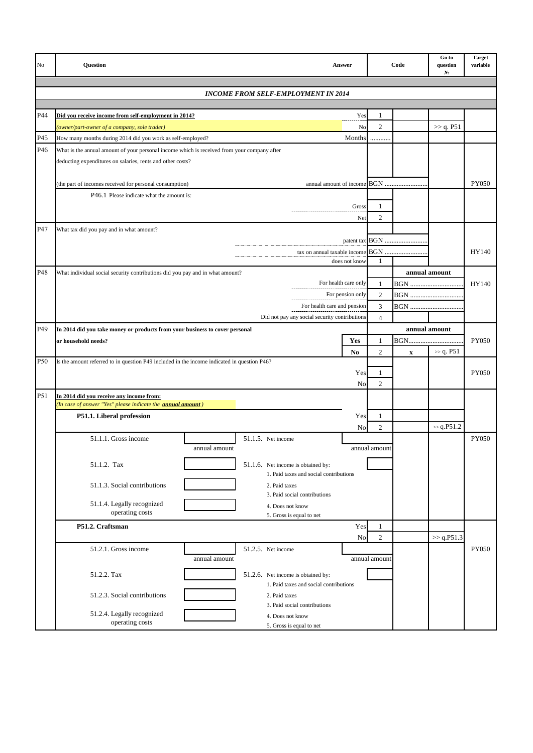| No | Question | Answer | Code | | Go to question № | Target variable |
|---|---|---|---|---|---|---|
| | ***INCOME FROM SELF-EMPLOYMENT IN 2014*** | | | | | |
| P44 | **Did you receive income from self-employment in 2014?** | Yes | 1 | | | |
| | *(owner/part-owner of a company, sole trader)* | No | 2 | | >> q. P51 | |
| P45 | How many months during 2014 did you work as self-employed? | Months | ........... | | | |
| P46 | What is the annual amount of your personal income which is received from your company after deducting expenditures on salaries, rents and other costs? | | | | | |
| | (the part of incomes received for personal consumption) | annual amount of income | BGN ........................ | | | PY050 |
| | P46.1 Please indicate what the amount is: | Gross | 1 | | | |
| | | Net | 2 | | | |
| P47 | What tax did you pay and in what amount? | patent tax | BGN ........................ | | | |
| | | tax on annual taxable income | BGN ........................ | | | HY140 |
| | | does not know | 1 | | | |
| P48 | What individual social security contributions did you pay and in what amount? | | | **annual amount** | | |
| | | For health care only | 1 | BGN .............................. | | HY140 |
| | | For pension only | 2 | BGN .............................. | | |
| | | For health care and pension | 3 | BGN .............................. | | |
| | | Did not pay any social security contributions | 4 | | | |
| P49 | **In 2014 did you take money or products from your business to cover personal or household needs?** | | | **annual amount** | | |
| | | **Yes** | 1 | BGN.............................. | | PY050 |
| | | **No** | 2 | **x** | >> q. P51 | |
| P50 | Is the amount referred to in question P49 included in the income indicated in question P46? | Yes | 1 | | | PY050 |
| | | No | 2 | | | |
| P51 | **In 2014 did you receive any income from:** *(In case of answer "Yes" please indicate the* ***annual amount****)* | | | | | |
| | **P51.1. Liberal profession** | Yes | 1 | | | |
| | | No | 2 | | >> q.P51.2 | |
| | 51.1.1. Gross income [ ] annual amount — 51.1.5. Net income | | annual amount | | | PY050 |
| | 51.1.2. Tax [ ] — 51.1.6. Net income is obtained by: 1. Paid taxes and social contributions; 2. Paid taxes; 3. Paid social contributions; 4. Does not know; 5. Gross is equal to net | | [ ] | | | |
| | 51.1.3. Social contributions [ ] | | | | | |
| | 51.1.4. Legally recognized operating costs [ ] | | | | | |
| | **P51.2. Craftsman** | Yes | 1 | | | |
| | | No | 2 | | >> q.P51.3 | |
| | 51.2.1. Gross income [ ] annual amount — 51.2.5. Net income | | annual amount | | | PY050 |
| | 51.2.2. Tax [ ] — 51.2.6. Net income is obtained by: 1. Paid taxes and social contributions; 2. Paid taxes; 3. Paid social contributions; 4. Does not know; 5. Gross is equal to net | | [ ] | | | |
| | 51.2.3. Social contributions [ ] | | | | | |
| | 51.2.4. Legally recognized operating costs [ ] | | | | | |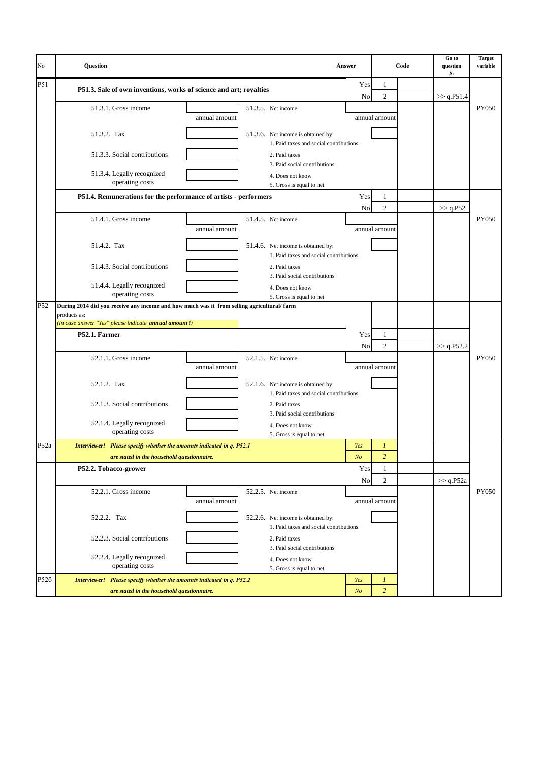| No | Question | | | | Answer | | Code | Go to question № | Target variable |
|---|---|---|---|---|---|---|---|---|---|
| P51 | **P51.3. Sale of own inventions, works of science and art; royalties** | | | | Yes | 1 | | | |
| | | | | | No | 2 | | >> q.P51.4 | |
| | 51.3.1. Gross income | annual amount | 51.3.5. Net income | | annual amount | | | | PY050 |
| | 51.3.2. Tax | | 51.3.6. Net income is obtained by: 1. Paid taxes and social contributions | | | | | | |
| | 51.3.3. Social contributions | | 2. Paid taxes 3. Paid social contributions | | | | | | |
| | 51.3.4. Legally recognized operating costs | | 4. Does not know 5. Gross is equal to net | | | | | | |
| | **P51.4. Remunerations for the performance of artists - performers** | | | | Yes | 1 | | | |
| | | | | | No | 2 | | >> q.P52 | |
| | 51.4.1. Gross income | annual amount | 51.4.5. Net income | | annual amount | | | | PY050 |
| | 51.4.2. Tax | | 51.4.6. Net income is obtained by: 1. Paid taxes and social contributions | | | | | | |
| | 51.4.3. Social contributions | | 2. Paid taxes 3. Paid social contributions | | | | | | |
| | 51.4.4. Legally recognized operating costs | | 4. Does not know 5. Gross is equal to net | | | | | | |
| P52 | **During 2014 did you receive any income and how much was it from selling agricultural/ farm** products as: *(In case answer "Yes" please indicate **annual amount** !)* | | | | | | | | |
| | **P52.1. Farmer** | | | | Yes | 1 | | | |
| | | | | | No | 2 | | >> q.P52.2 | |
| | 52.1.1. Gross income | annual amount | 52.1.5. Net income | | annual amount | | | | PY050 |
| | 52.1.2. Tax | | 52.1.6. Net income is obtained by: 1. Paid taxes and social contributions | | | | | | |
| | 52.1.3. Social contributions | | 2. Paid taxes 3. Paid social contributions | | | | | | |
| | 52.1.4. Legally recognized operating costs | | 4. Does not know 5. Gross is equal to net | | | | | | |
| P52a | ***Interviewer! Please specify whether the amounts indicated in q. P52.1*** | | | | *Yes* | *1* | | | |
| | ***are stated in the household questionnaire.*** | | | | *No* | *2* | | | |
| | **P52.2. Tobacco-grower** | | | | Yes | 1 | | | |
| | | | | | No | 2 | | >> q.P52a | |
| | 52.2.1. Gross income | annual amount | 52.2.5. Net income | | annual amount | | | | PY050 |
| | 52.2.2. Tax | | 52.2.6. Net income is obtained by: 1. Paid taxes and social contributions | | | | | | |
| | 52.2.3. Social contributions | | 2. Paid taxes 3. Paid social contributions | | | | | | |
| | 52.2.4. Legally recognized operating costs | | 4. Does not know 5. Gross is equal to net | | | | | | |
| P52б | ***Interviewer! Please specify whether the amounts indicated in q. P52.2*** | | | | *Yes* | *1* | | | |
| | ***are stated in the household questionnaire.*** | | | | *No* | *2* | | | |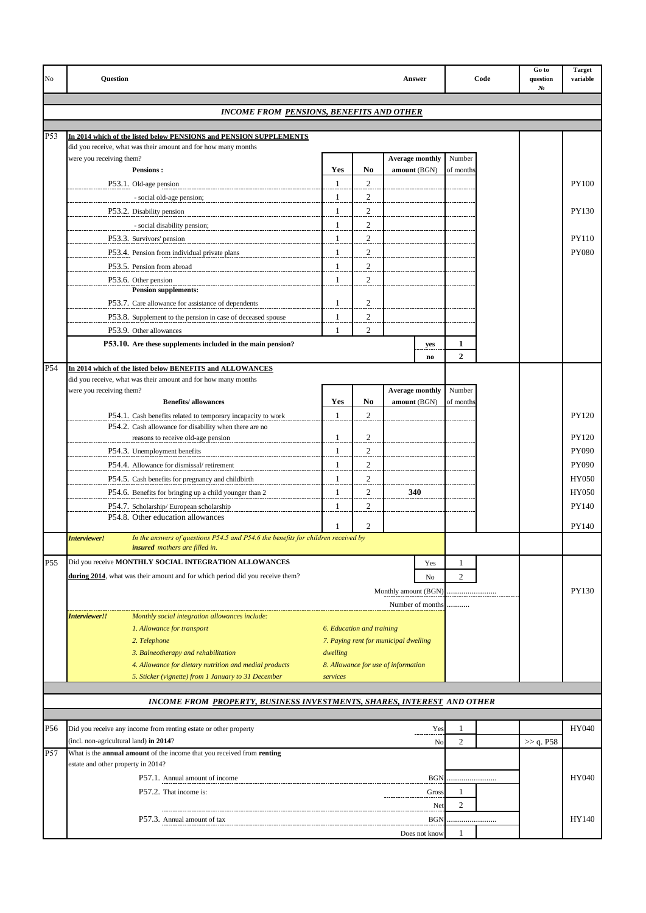| No | Question | | | | | Answer | Code | | Go to question № | Target variable |
|---|---|---|---|---|---|---|---|---|---|---|
| | ***INCOME FROM PENSIONS, BENEFITS AND OTHER*** | | | | | | | | | |
| P53 | **In 2014 which of the listed below PENSIONS and PENSION SUPPLEMENTS** did you receive, what was their amount and for how many months were you receiving them? | | | | | | | | | |
| | **Pensions :** | **Yes** | **No** | **Average monthly amount** (BGN) | | | Number of months | | | |
| | P53.1. Old-age pension | 1 | 2 | | | | | | | PY100 |
| | - social old-age pension; | 1 | 2 | | | | | | | |
| | P53.2. Disability pension | 1 | 2 | | | | | | | PY130 |
| | - social disability pension; | 1 | 2 | | | | | | | |
| | P53.3. Survivors' pension | 1 | 2 | | | | | | | PY110 |
| | P53.4. Pension from individual private plans | 1 | 2 | | | | | | | PY080 |
| | P53.5. Pension from abroad | 1 | 2 | | | | | | | |
| | P53.6. Other pension | 1 | 2 | | | | | | | |
| | **Pension supplements:** | | | | | | | | | |
| | P53.7. Care allowance for assistance of dependents | 1 | 2 | | | | | | | |
| | P53.8. Supplement to the pension in case of deceased spouse | 1 | 2 | | | | | | | |
| | P53.9. Other allowances | 1 | 2 | | | | | | | |
| | **P53.10. Are these supplements included in the main pension?** | | | | | **yes** | **1** | | | |
| | | | | | | **no** | **2** | | | |
| P54 | **In 2014 which of the listed below BENEFITS and ALLOWANCES** did you receive, what was their amount and for how many months were you receiving them? | | | | | | | | | |
| | **Benefits/ allowances** | **Yes** | **No** | **Average monthly amount** (BGN) | | | Number of months | | | |
| | P54.1. Cash benefits related to temporary incapacity to work | 1 | 2 | | | | | | | PY120 |
| | P54.2. Cash allowance for disability when there are no reasons to receive old-age pension | 1 | 2 | | | | | | | PY120 |
| | P54.3. Unemployment benefits | 1 | 2 | | | | | | | PY090 |
| | P54.4. Allowance for dismissal/ retirement | 1 | 2 | | | | | | | PY090 |
| | P54.5. Cash benefits for pregnancy and childbirth | 1 | 2 | | | | | | | HY050 |
| | P54.6. Benefits for bringing up a child younger than 2 | 1 | 2 | 340 | | | | | | HY050 |
| | P54.7. Scholarship/ European scholarship | 1 | 2 | | | | | | | PY140 |
| | P54.8. Other education allowances | 1 | 2 | | | | | | | PY140 |
| | ***Interviewer!*** *In the answers of questions P54.5 and P54.6 the benefits for children received by **insured** mothers are filled in.* | | | | | | | | | |
| P55 | Did you receive **MONTHLY SOCIAL INTEGRATION ALLOWANCES** **during 2014**, what was their amount and for which period did you receive them? | | | | | Yes | 1 | | | |
| | | | | | | No | 2 | | | |
| | | | | | | Monthly amount (BGN) | ........................ | | | PY130 |
| | | | | | | Number of months | .......... | | | |
| | ***Interviewer!!*** *Monthly social integration allowances include:* *1. Allowance for transport* *2. Telephone* *3. Balneotherapy and rehabilitation* *4. Allowance for dietary nutrition and medial products* *5. Sticker (vignette) from 1 January to 31 December* *6. Education and training* *7. Paying rent for municipal dwelling* *8. Allowance for use of information services* | | | | | | | | | |
| | ***INCOME FROM PROPERTY, BUSINESS INVESTMENTS, SHARES, INTEREST AND OTHER*** | | | | | | | | | |
| P56 | Did you receive any income from renting estate or other property (incl. non-agricultural land) **in 2014**? | | | | | Yes | 1 | | | HY040 |
| | | | | | | No | 2 | | >> q. P58 | |
| P57 | What is the **annual amount** of the income that you received from **renting** estate and other property in 2014? | | | | | | | | | |
| | P57.1. Annual amount of income | | | | | BGN | ........................ | | | HY040 |
| | P57.2. That income is: | | | | | Gross | 1 | | | |
| | | | | | | Net | 2 | | | |
| | P57.3. Annual amount of tax | | | | | BGN | ........................ | | | HY140 |
| | | | | | | Does not know | 1 | | | |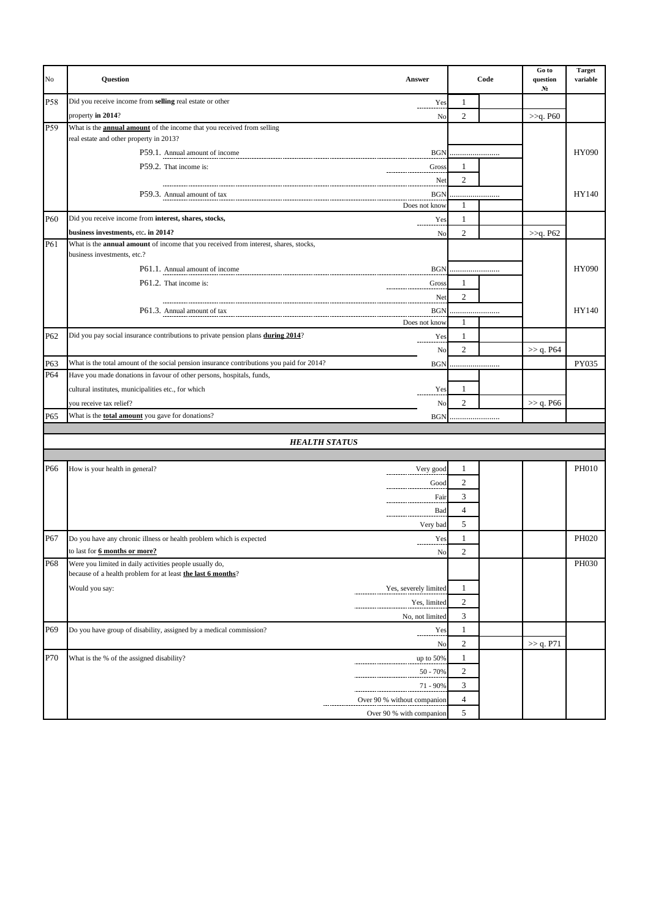| No | Question | Answer | Code | | Go to question № | Target variable |
|---|---|---|---|---|---|---|
| P58 | Did you receive income from **selling** real estate or other | Yes | 1 | | | |
| | property **in 2014**? | No | 2 | | >>q. P60 | |
| P59 | What is the **annual amount** of the income that you received from selling real estate and other property in 2013? | | | | | |
| | P59.1. Annual amount of income | BGN | ........................ | | | HY090 |
| | P59.2. That income is: | Gross | 1 | | | |
| | | Net | 2 | | | |
| | P59.3. Annual amount of tax | BGN | ........................ | | | HY140 |
| | | Does not know | 1 | | | |
| P60 | Did you receive income from **interest, shares, stocks,** | Yes | 1 | | | |
| | **business investments,** etc**. in 2014?** | No | 2 | | >>q. P62 | |
| P61 | What is the **annual amount** of income that you received from interest, shares, stocks, business investments, etc.? | | | | | |
| | P61.1. Annual amount of income | BGN | ........................ | | | HY090 |
| | P61.2. That income is: | Gross | 1 | | | |
| | | Net | 2 | | | |
| | P61.3. Annual amount of tax | BGN | ........................ | | | HY140 |
| | | Does not know | 1 | | | |
| P62 | Did you pay social insurance contributions to private pension plans **during 2014**? | Yes | 1 | | | |
| | | No | 2 | | >> q. P64 | |
| P63 | What is the total amount of the social pension insurance contributions you paid for 2014? | BGN | ........................ | | | PY035 |
| P64 | Have you made donations in favour of other persons, hospitals, funds, | | | | | |
| | cultural institutes, municipalities etc., for which | Yes | 1 | | | |
| | you receive tax relief? | No | 2 | | >> q. P66 | |
| P65 | What is the **total amount** you gave for donations? | BGN | ........................ | | | |
| | ***HEALTH STATUS*** | | | | | |
| P66 | How is your health in general? | Very good | 1 | | | PH010 |
| | | Good | 2 | | | |
| | | Fair | 3 | | | |
| | | Bad | 4 | | | |
| | | Very bad | 5 | | | |
| P67 | Do you have any chronic illness or health problem which is expected | Yes | 1 | | | PH020 |
| | to last for **6 months or more?** | No | 2 | | | |
| P68 | Were you limited in daily activities people usually do, because of a health problem for at least **the last 6 months**? | | | | | PH030 |
| | Would you say: | Yes, severely limited | 1 | | | |
| | | Yes, limited | 2 | | | |
| | | No, not limited | 3 | | | |
| P69 | Do you have group of disability, assigned by a medical commission? | Yes | 1 | | | |
| | | No | 2 | | >> q. P71 | |
| P70 | What is the % of the assigned disability? | up to 50% | 1 | | | |
| | | 50 - 70% | 2 | | | |
| | | 71 - 90% | 3 | | | |
| | | Over 90 % without companion | 4 | | | |
| | | Over 90 % with companion | 5 | | | |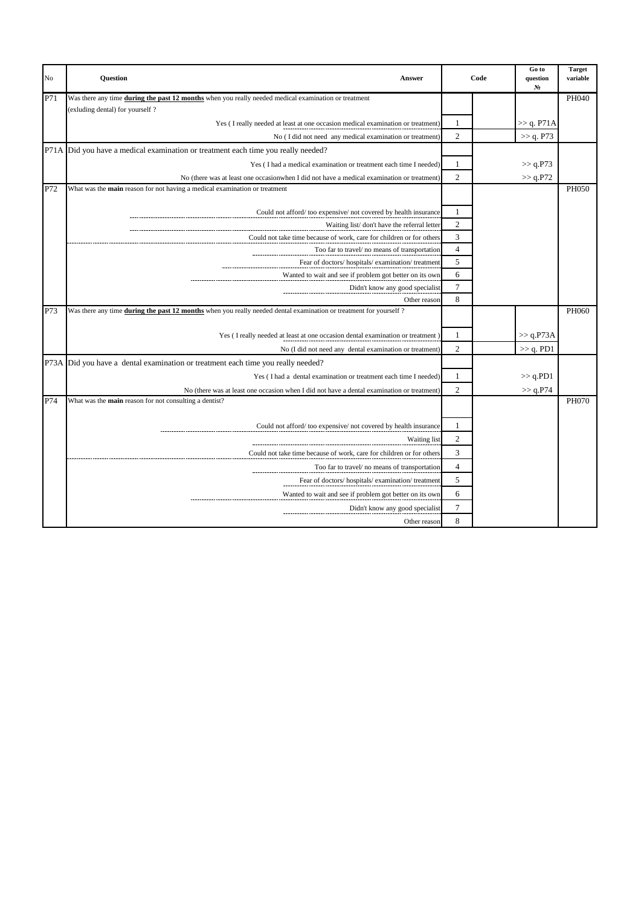| No | Question | Answer | Code | | Go to question № | Target variable |
|---|---|---|---|---|---|---|
| P71 | Was there any time **during the past 12 months** when you really needed medical examination or treatment (exluding dental) for yourself ? | | | | | PH040 |
| | | Yes ( I really needed at least at one occasion medical examination or treatment) | 1 | | >> q. P71A | |
| | | No ( I did not need any medical examination or treatment) | 2 | | >> q. P73 | |
| P71A | Did you have a medical examination or treatment each time you really needed? | | | | | |
| | | Yes ( I had a medical examination or treatment each time I needed) | 1 | | >> q.P73 | |
| | | No (there was at least one occasionwhen I did not have a medical examination or treatment) | 2 | | >> q.P72 | |
| P72 | What was the **main** reason for not having a medical examination or treatment | | | | | PH050 |
| | | Could not afford/ too expensive/ not covered by health insurance | 1 | | | |
| | | Waiting list/ don't have the referral letter | 2 | | | |
| | | Could not take time because of work, care for children or for others | 3 | | | |
| | | Too far to travel/ no means of transportation | 4 | | | |
| | | Fear of doctors/ hospitals/ examination/ treatment | 5 | | | |
| | | Wanted to wait and see if problem got better on its own | 6 | | | |
| | | Didn't know any good specialist | 7 | | | |
| | | Other reason | 8 | | | |
| P73 | Was there any time **during the past 12 months** when you really needed dental examination or treatment for yourself ? | | | | | PH060 |
| | | Yes ( I really needed at least at one occasion dental examination or treatment ) | 1 | | >> q.P73A | |
| | | No (I did not need any dental examination or treatment) | 2 | | >> q. PD1 | |
| P73A | Did you have a dental examination or treatment each time you really needed? | | | | | |
| | | Yes ( I had a dental examination or treatment each time I needed) | 1 | | >> q.PD1 | |
| | | No (there was at least one occasion when I did not have a dental examination or treatment) | 2 | | >> q.P74 | |
| P74 | What was the **main** reason for not consulting a dentist? | | | | | PH070 |
| | | Could not afford/ too expensive/ not covered by health insurance | 1 | | | |
| | | Waiting list | 2 | | | |
| | | Could not take time because of work, care for children or for others | 3 | | | |
| | | Too far to travel/ no means of transportation | 4 | | | |
| | | Fear of doctors/ hospitals/ examination/ treatment | 5 | | | |
| | | Wanted to wait and see if problem got better on its own | 6 | | | |
| | | Didn't know any good specialist | 7 | | | |
| | | Other reason | 8 | | | |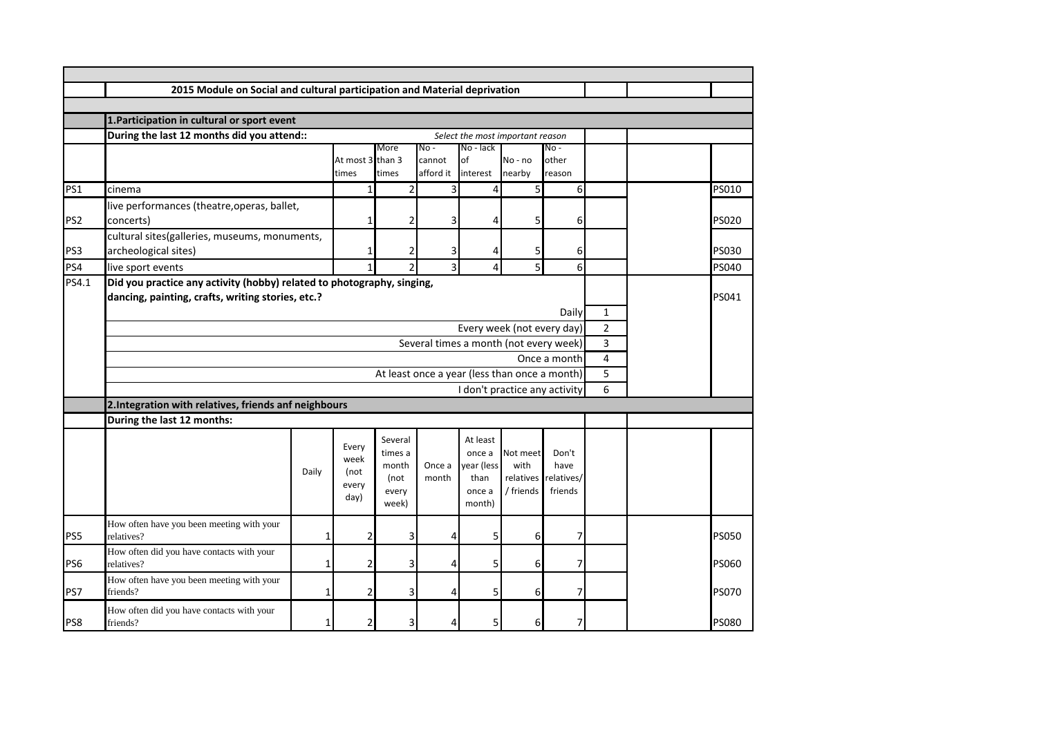## 2015 Module on Social and cultural participation and Material deprivation

### 1.Participation in cultural or sport event

**During the last 12 months did you attend::**

*Select the most important reason*

| | | At most 3 times | More than 3 times | No - cannot afford it | No - lack of interest | No - no nearby | No - other reason | |
|---|---|---|---|---|---|---|---|---|
| PS1 | cinema | 1 | 2 | 3 | 4 | 5 | 6 | PS010 |
| PS2 | live performances (theatre,operas, ballet, concerts) | 1 | 2 | 3 | 4 | 5 | 6 | PS020 |
| PS3 | cultural sites(galleries, museums, monuments, archeological sites) | 1 | 2 | 3 | 4 | 5 | 6 | PS030 |
| PS4 | live sport events | 1 | 2 | 3 | 4 | 5 | 6 | PS040 |

**PS4.1 Did you practice any activity (hobby) related to photography, singing, dancing, painting, crafts, writing stories, etc.?** PS041

| Answer | Code |
|---|---|
| Daily | 1 |
| Every week (not every day) | 2 |
| Several times a month (not every week) | 3 |
| Once a month | 4 |
| At least once a year (less than once a month) | 5 |
| I don't practice any activity | 6 |

### 2.Integration with relatives, friends anf neighbours

**During the last 12 months:**

| | | Daily | Every week (not every day) | Several times a month (not every week) | Once a month | At least once a year (less than once a month) | Not meet with relatives / friends | Don't have relatives/ friends | |
|---|---|---|---|---|---|---|---|---|---|
| PS5 | How often have you been meeting with your relatives? | 1 | 2 | 3 | 4 | 5 | 6 | 7 | PS050 |
| PS6 | How often did you have contacts with your relatives? | 1 | 2 | 3 | 4 | 5 | 6 | 7 | PS060 |
| PS7 | How often have you been meeting with your friends? | 1 | 2 | 3 | 4 | 5 | 6 | 7 | PS070 |
| PS8 | How often did you have contacts with your friends? | 1 | 2 | 3 | 4 | 5 | 6 | 7 | PS080 |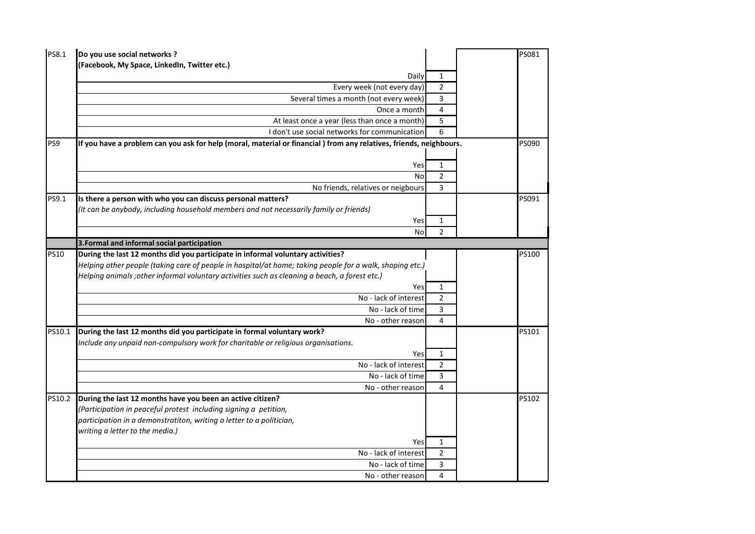| | | | | |
|---|---|---|---|---|
| PS8.1 | **Do you use social networks ?** | | | PS081 |
| | **(Facebook, My Space, LinkedIn, Twitter etc.)** | | | |
| | Daily | 1 | | |
| | Every week (not every day) | 2 | | |
| | Several times a month (not every week) | 3 | | |
| | Once a month | 4 | | |
| | At least once a year (less than once a month) | 5 | | |
| | I don't use social networks for communication | 6 | | |
| PS9 | **If you have a problem can you ask for help (moral, material or financial ) from any relatives, friends, neighbours.** | | | PS090 |
| | Yes | 1 | | |
| | No | 2 | | |
| | No friends, relatives or neigbours | 3 | | |
| PS9.1 | **Is there a person with who you can discuss personal matters?** | | | PS091 |
| | *(It can be anybody, including household members and not necessarily family or friends)* | | | |
| | Yes | 1 | | |
| | No | 2 | | |
| | **3.Formal and informal social participation** | | | |
| PS10 | **During the last 12 months did you participate in informal voluntary activities?** | | | PS100 |
| | *Helping other people (taking care of people in hospital/at home; taking people for a walk, shoping etc.)* | | | |
| | *Helping animals ;other informal voluntary activities such as cleaning a beach, a forest etc.)* | | | |
| | Yes | 1 | | |
| | No - lack of interest | 2 | | |
| | No - lack of time | 3 | | |
| | No - other reason | 4 | | |
| PS10.1 | **During the last 12 months did you participate in formal voluntary work?** | | | PS101 |
| | *Include any unpaid non-compulsory work for charitable or religious organisations.* | | | |
| | Yes | 1 | | |
| | No - lack of interest | 2 | | |
| | No - lack of time | 3 | | |
| | No - other reason | 4 | | |
| PS10.2 | **During the last 12 months have you been an active citizen?** | | | PS102 |
| | *(Participation in peaceful protest including signing a petition,* | | | |
| | *participation in a demonstratiton, writing a letter to a politician,* | | | |
| | *writing a letter to the media.)* | | | |
| | Yes | 1 | | |
| | No - lack of interest | 2 | | |
| | No - lack of time | 3 | | |
| | No - other reason | 4 | | |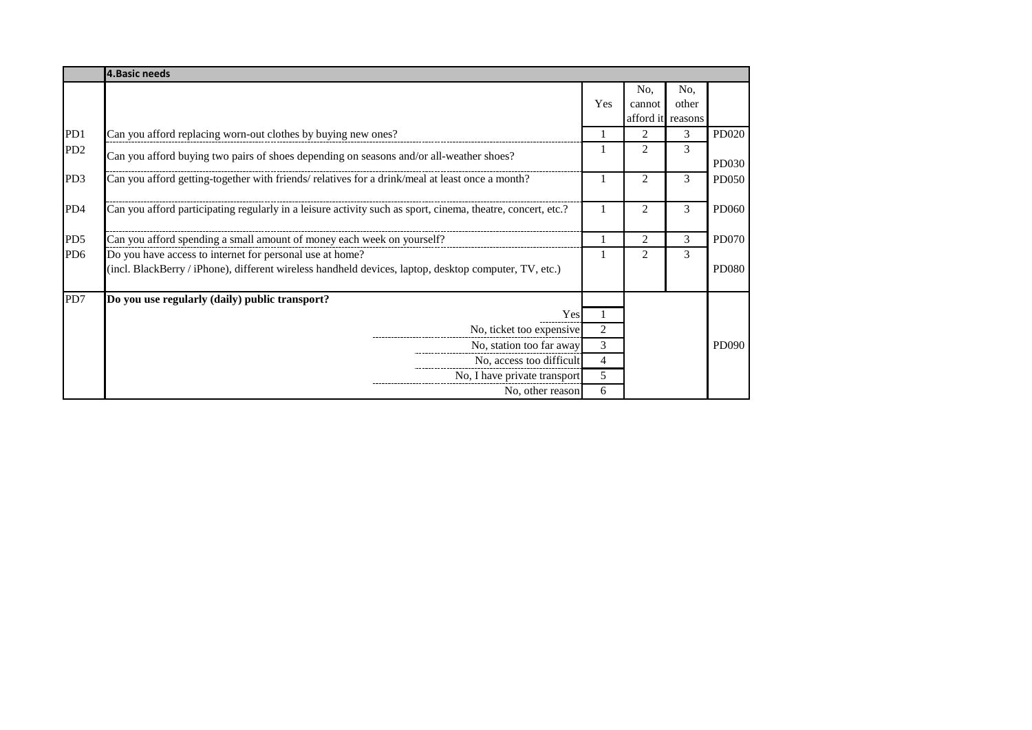| | 4.Basic needs | Yes | No, cannot afford it | No, other reasons | |
|---|---|---|---|---|---|
| PD1 | Can you afford replacing worn-out clothes by buying new ones? | 1 | 2 | 3 | PD020 |
| PD2 | Can you afford buying two pairs of shoes depending on seasons and/or all-weather shoes? | 1 | 2 | 3 | PD030 |
| PD3 | Can you afford getting-together with friends/ relatives for a drink/meal at least once a month? | 1 | 2 | 3 | PD050 |
| PD4 | Can you afford participating regularly in a leisure activity such as sport, cinema, theatre, concert, etc.? | 1 | 2 | 3 | PD060 |
| PD5 | Can you afford spending a small amount of money each week on yourself? | 1 | 2 | 3 | PD070 |
| PD6 | Do you have access to internet for personal use at home? (incl. BlackBerry / iPhone), different wireless handheld devices, laptop, desktop computer, TV, etc.) | 1 | 2 | 3 | PD080 |
| PD7 | **Do you use regularly (daily) public transport?** | | | | PD090 |
| | Yes | 1 | | | |
| | No, ticket too expensive | 2 | | | |
| | No, station too far away | 3 | | | |
| | No, access too difficult | 4 | | | |
| | No, I have private transport | 5 | | | |
| | No, other reason | 6 | | | |